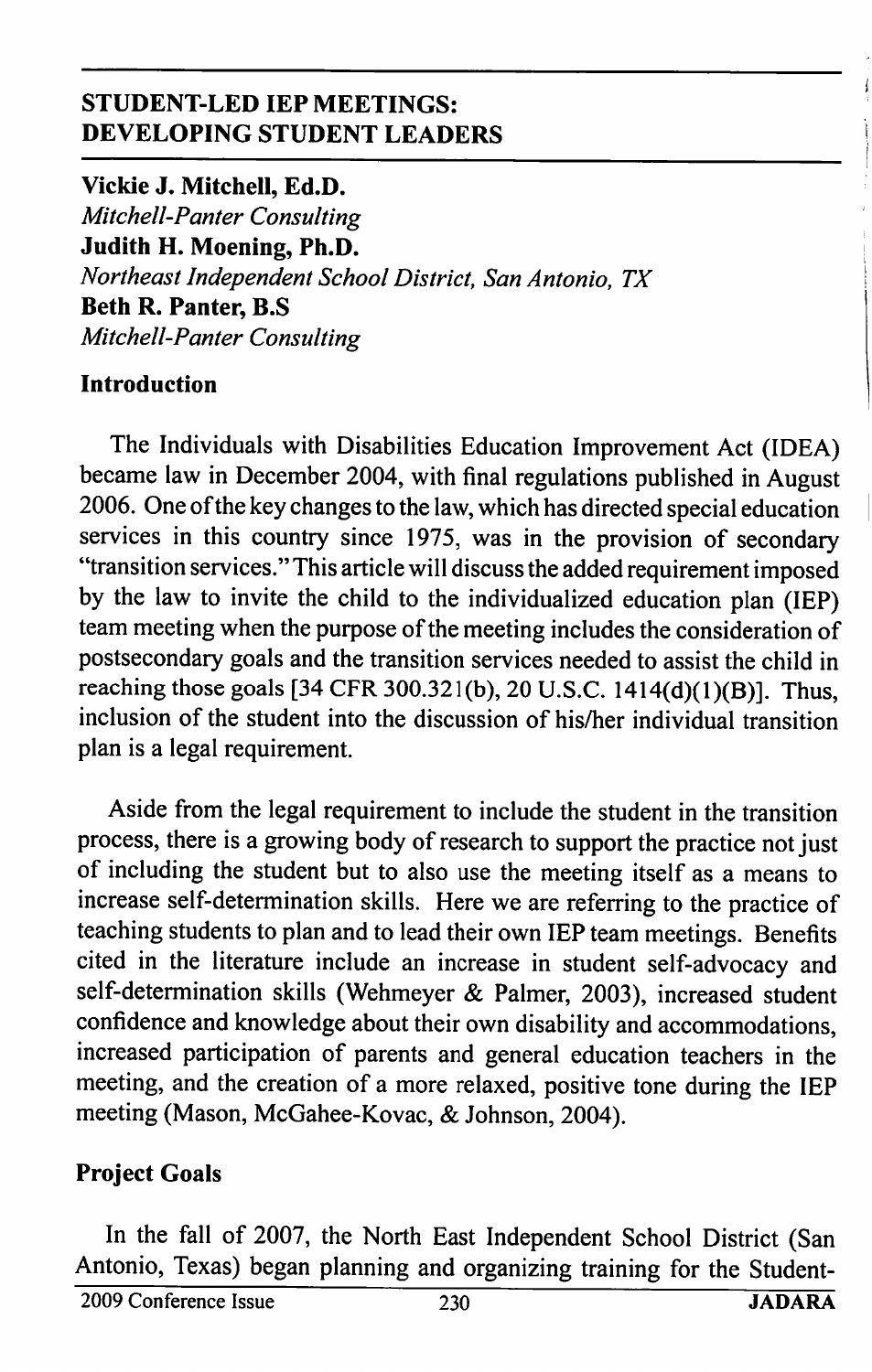# STUDENT-LED IEP MEETINGS: DEVELOPING STUDENT LEADERS

**Vickie J. Mitchell, Ed.D.**
*Mitchell-Panter Consulting*
**Judith H. Moening, Ph.D.**
*Northeast Independent School District, San Antonio, TX*
**Beth R. Panter, B.S**
*Mitchell-Panter Consulting*

## Introduction

The Individuals with Disabilities Education Improvement Act (IDEA) became law in December 2004, with final regulations published in August 2006. One of the key changes to the law, which has directed special education services in this country since 1975, was in the provision of secondary "transition services." This article will discuss the added requirement imposed by the law to invite the child to the individualized education plan (IEP) team meeting when the purpose of the meeting includes the consideration of postsecondary goals and the transition services needed to assist the child in reaching those goals [34 CFR 300.321(b), 20 U.S.C. 1414(d)(1)(B)]. Thus, inclusion of the student into the discussion of his/her individual transition plan is a legal requirement.

Aside from the legal requirement to include the student in the transition process, there is a growing body of research to support the practice not just of including the student but to also use the meeting itself as a means to increase self-determination skills. Here we are referring to the practice of teaching students to plan and to lead their own IEP team meetings. Benefits cited in the literature include an increase in student self-advocacy and self-determination skills (Wehmeyer & Palmer, 2003), increased student confidence and knowledge about their own disability and accommodations, increased participation of parents and general education teachers in the meeting, and the creation of a more relaxed, positive tone during the IEP meeting (Mason, McGahee-Kovac, & Johnson, 2004).

## Project Goals

In the fall of 2007, the North East Independent School District (San Antonio, Texas) began planning and organizing training for the Student-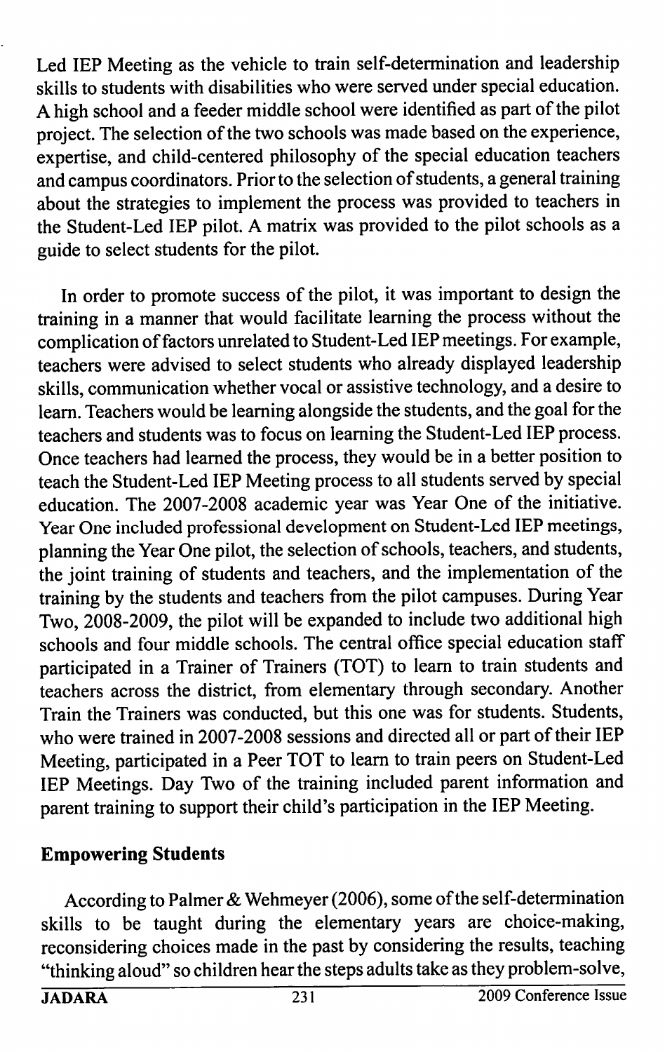Led IEP Meeting as the vehicle to train self-determination and leadership skills to students with disabilities who were served under special education. A high school and a feeder middle school were identified as part of the pilot project. The selection of the two schools was made based on the experience, expertise, and child-centered philosophy of the special education teachers and campus coordinators. Prior to the selection of students, a general training about the strategies to implement the process was provided to teachers in the Student-Led IEP pilot. A matrix was provided to the pilot schools as a guide to select students for the pilot.

In order to promote success of the pilot, it was important to design the training in a manner that would facilitate learning the process without the complication of factors unrelated to Student-Led IEP meetings. For example, teachers were advised to select students who already displayed leadership skills, communication whether vocal or assistive technology, and a desire to learn. Teachers would be learning alongside the students, and the goal for the teachers and students was to focus on learning the Student-Led IEP process. Once teachers had learned the process, they would be in a better position to teach the Student-Led IEP Meeting process to all students served by special education. The 2007-2008 academic year was Year One of the initiative. Year One included professional development on Student-Led IEP meetings, planning the Year One pilot, the selection of schools, teachers, and students, the joint training of students and teachers, and the implementation of the training by the students and teachers from the pilot campuses. During Year Two, 2008-2009, the pilot will be expanded to include two additional high schools and four middle schools. The central office special education staff participated in a Trainer of Trainers (TOT) to learn to train students and teachers across the district, from elementary through secondary. Another Train the Trainers was conducted, but this one was for students. Students, who were trained in 2007-2008 sessions and directed all or part of their IEP Meeting, participated in a Peer TOT to learn to train peers on Student-Led IEP Meetings. Day Two of the training included parent information and parent training to support their child's participation in the IEP Meeting.

## Empowering Students

According to Palmer & Wehmeyer (2006), some of the self-determination skills to be taught during the elementary years are choice-making, reconsidering choices made in the past by considering the results, teaching "thinking aloud" so children hear the steps adults take as they problem-solve,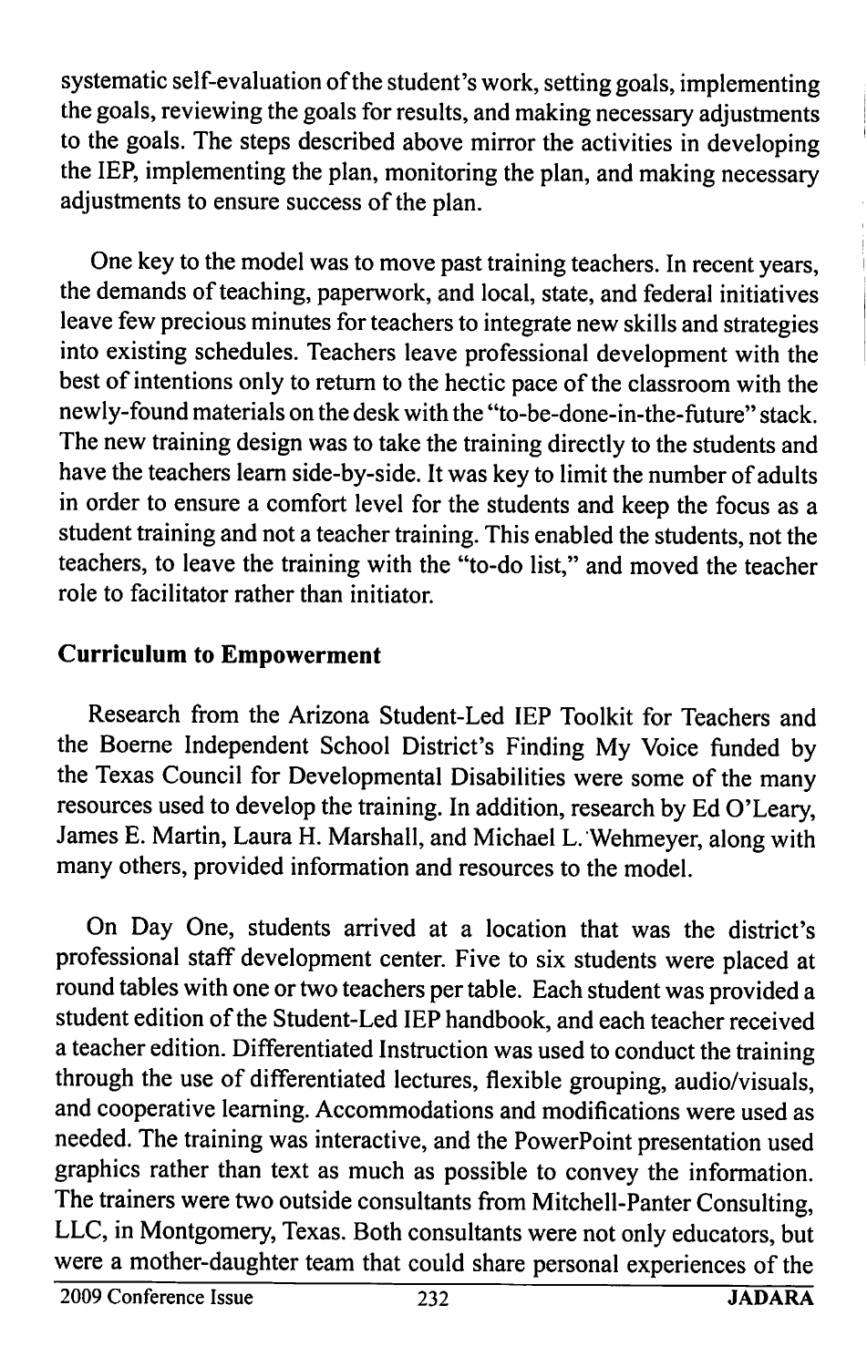systematic self-evaluation of the student's work, setting goals, implementing the goals, reviewing the goals for results, and making necessary adjustments to the goals. The steps described above mirror the activities in developing the IEP, implementing the plan, monitoring the plan, and making necessary adjustments to ensure success of the plan.

One key to the model was to move past training teachers. In recent years, the demands of teaching, paperwork, and local, state, and federal initiatives leave few precious minutes for teachers to integrate new skills and strategies into existing schedules. Teachers leave professional development with the best of intentions only to return to the hectic pace of the classroom with the newly-found materials on the desk with the "to-be-done-in-the-future" stack. The new training design was to take the training directly to the students and have the teachers learn side-by-side. It was key to limit the number of adults in order to ensure a comfort level for the students and keep the focus as a student training and not a teacher training. This enabled the students, not the teachers, to leave the training with the "to-do list," and moved the teacher role to facilitator rather than initiator.

## Curriculum to Empowerment

Research from the Arizona Student-Led IEP Toolkit for Teachers and the Boerne Independent School District's Finding My Voice funded by the Texas Council for Developmental Disabilities were some of the many resources used to develop the training. In addition, research by Ed O'Leary, James E. Martin, Laura H. Marshall, and Michael L. Wehmeyer, along with many others, provided information and resources to the model.

On Day One, students arrived at a location that was the district's professional staff development center. Five to six students were placed at round tables with one or two teachers per table. Each student was provided a student edition of the Student-Led IEP handbook, and each teacher received a teacher edition. Differentiated Instruction was used to conduct the training through the use of differentiated lectures, flexible grouping, audio/visuals, and cooperative learning. Accommodations and modifications were used as needed. The training was interactive, and the PowerPoint presentation used graphics rather than text as much as possible to convey the information. The trainers were two outside consultants from Mitchell-Panter Consulting, LLC, in Montgomery, Texas. Both consultants were not only educators, but were a mother-daughter team that could share personal experiences of the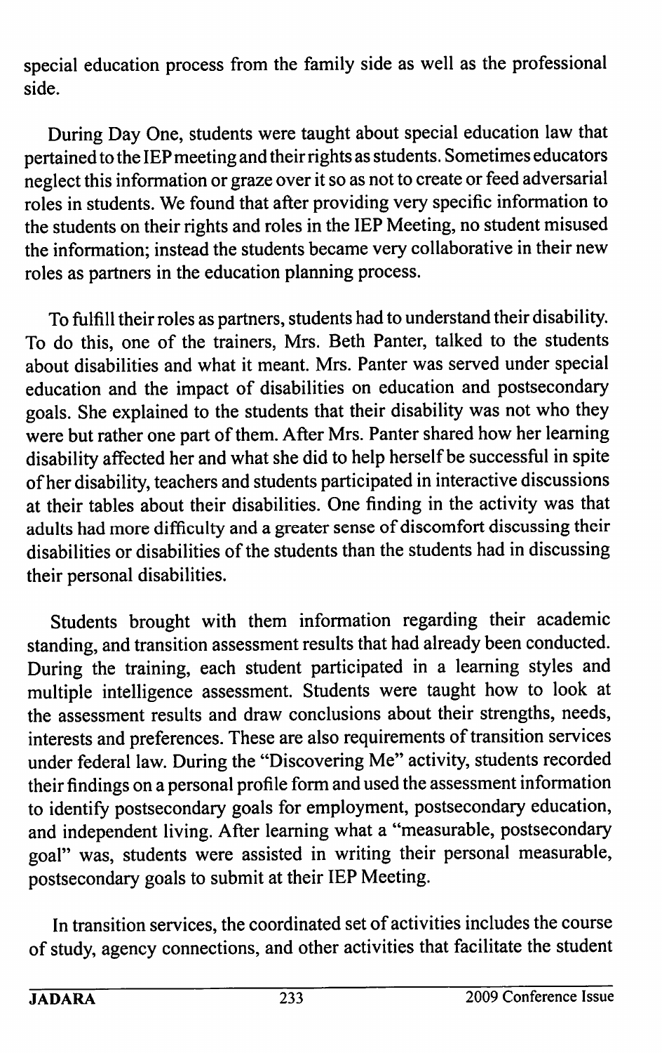special education process from the family side as well as the professional side.

During Day One, students were taught about special education law that pertained to the IEP meeting and their rights as students. Sometimes educators neglect this information or graze over it so as not to create or feed adversarial roles in students. We found that after providing very specific information to the students on their rights and roles in the IEP Meeting, no student misused the information; instead the students became very collaborative in their new roles as partners in the education planning process.

To fulfill their roles as partners, students had to understand their disability. To do this, one of the trainers, Mrs. Beth Panter, talked to the students about disabilities and what it meant. Mrs. Panter was served under special education and the impact of disabilities on education and postsecondary goals. She explained to the students that their disability was not who they were but rather one part of them. After Mrs. Panter shared how her learning disability affected her and what she did to help herself be successful in spite of her disability, teachers and students participated in interactive discussions at their tables about their disabilities. One finding in the activity was that adults had more difficulty and a greater sense of discomfort discussing their disabilities or disabilities of the students than the students had in discussing their personal disabilities.

Students brought with them information regarding their academic standing, and transition assessment results that had already been conducted. During the training, each student participated in a learning styles and multiple intelligence assessment. Students were taught how to look at the assessment results and draw conclusions about their strengths, needs, interests and preferences. These are also requirements of transition services under federal law. During the "Discovering Me" activity, students recorded their findings on a personal profile form and used the assessment information to identify postsecondary goals for employment, postsecondary education, and independent living. After learning what a "measurable, postsecondary goal" was, students were assisted in writing their personal measurable, postsecondary goals to submit at their IEP Meeting.

In transition services, the coordinated set of activities includes the course of study, agency connections, and other activities that facilitate the student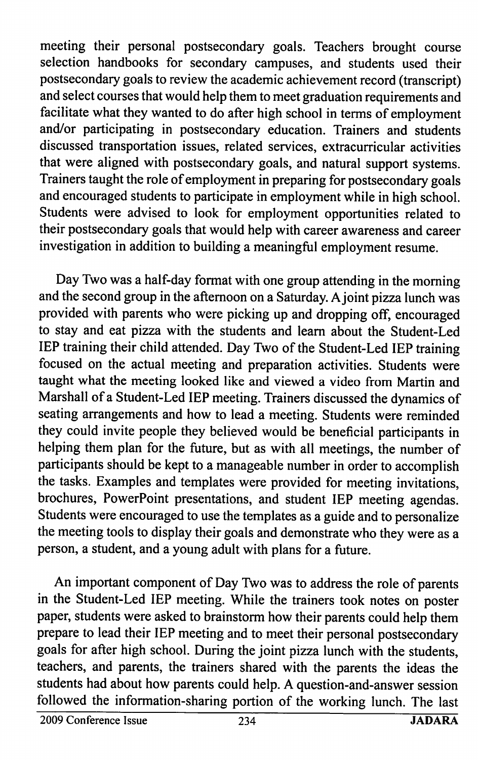meeting their personal postsecondary goals. Teachers brought course selection handbooks for secondary campuses, and students used their postsecondary goals to review the academic achievement record (transcript) and select courses that would help them to meet graduation requirements and facilitate what they wanted to do after high school in terms of employment and/or participating in postsecondary education. Trainers and students discussed transportation issues, related services, extracurricular activities that were aligned with postsecondary goals, and natural support systems. Trainers taught the role of employment in preparing for postsecondary goals and encouraged students to participate in employment while in high school. Students were advised to look for employment opportunities related to their postsecondary goals that would help with career awareness and career investigation in addition to building a meaningful employment resume.

Day Two was a half-day format with one group attending in the morning and the second group in the afternoon on a Saturday. A joint pizza lunch was provided with parents who were picking up and dropping off, encouraged to stay and eat pizza with the students and learn about the Student-Led IEP training their child attended. Day Two of the Student-Led IEP training focused on the actual meeting and preparation activities. Students were taught what the meeting looked like and viewed a video from Martin and Marshall of a Student-Led IEP meeting. Trainers discussed the dynamics of seating arrangements and how to lead a meeting. Students were reminded they could invite people they believed would be beneficial participants in helping them plan for the future, but as with all meetings, the number of participants should be kept to a manageable number in order to accomplish the tasks. Examples and templates were provided for meeting invitations, brochures, PowerPoint presentations, and student IEP meeting agendas. Students were encouraged to use the templates as a guide and to personalize the meeting tools to display their goals and demonstrate who they were as a person, a student, and a young adult with plans for a future.

An important component of Day Two was to address the role of parents in the Student-Led IEP meeting. While the trainers took notes on poster paper, students were asked to brainstorm how their parents could help them prepare to lead their IEP meeting and to meet their personal postsecondary goals for after high school. During the joint pizza lunch with the students, teachers, and parents, the trainers shared with the parents the ideas the students had about how parents could help. A question-and-answer session followed the information-sharing portion of the working lunch. The last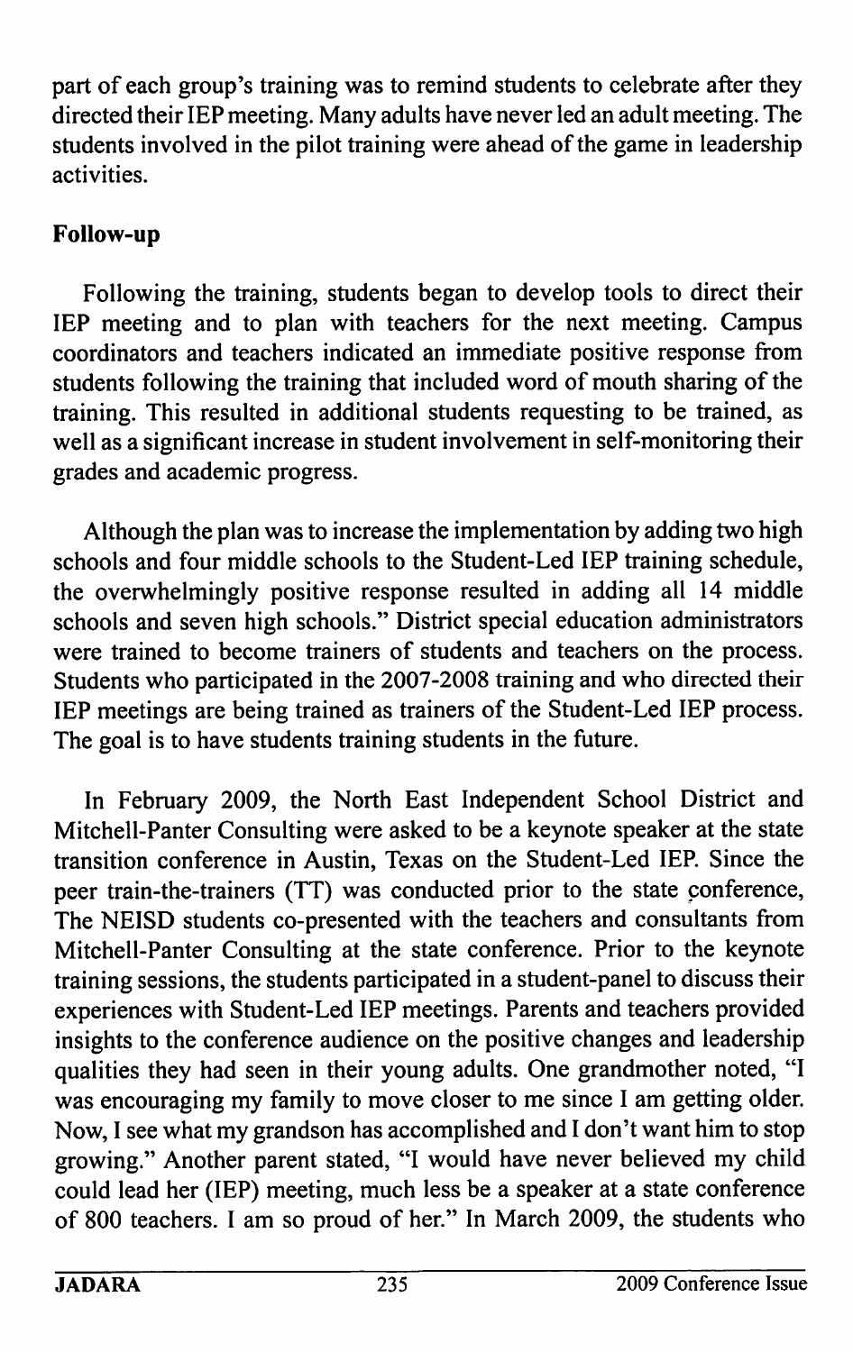part of each group's training was to remind students to celebrate after they directed their IEP meeting. Many adults have never led an adult meeting. The students involved in the pilot training were ahead of the game in leadership activities.

**Follow-up**

Following the training, students began to develop tools to direct their IEP meeting and to plan with teachers for the next meeting. Campus coordinators and teachers indicated an immediate positive response from students following the training that included word of mouth sharing of the training. This resulted in additional students requesting to be trained, as well as a significant increase in student involvement in self-monitoring their grades and academic progress.

Although the plan was to increase the implementation by adding two high schools and four middle schools to the Student-Led IEP training schedule, the overwhelmingly positive response resulted in adding all 14 middle schools and seven high schools." District special education administrators were trained to become trainers of students and teachers on the process. Students who participated in the 2007-2008 training and who directed their IEP meetings are being trained as trainers of the Student-Led IEP process. The goal is to have students training students in the future.

In February 2009, the North East Independent School District and Mitchell-Panter Consulting were asked to be a keynote speaker at the state transition conference in Austin, Texas on the Student-Led IEP. Since the peer train-the-trainers (TT) was conducted prior to the state conference, The NEISD students co-presented with the teachers and consultants from Mitchell-Panter Consulting at the state conference. Prior to the keynote training sessions, the students participated in a student-panel to discuss their experiences with Student-Led IEP meetings. Parents and teachers provided insights to the conference audience on the positive changes and leadership qualities they had seen in their young adults. One grandmother noted, "I was encouraging my family to move closer to me since I am getting older. Now, I see what my grandson has accomplished and I don't want him to stop growing." Another parent stated, "I would have never believed my child could lead her (IEP) meeting, much less be a speaker at a state conference of 800 teachers. I am so proud of her." In March 2009, the students who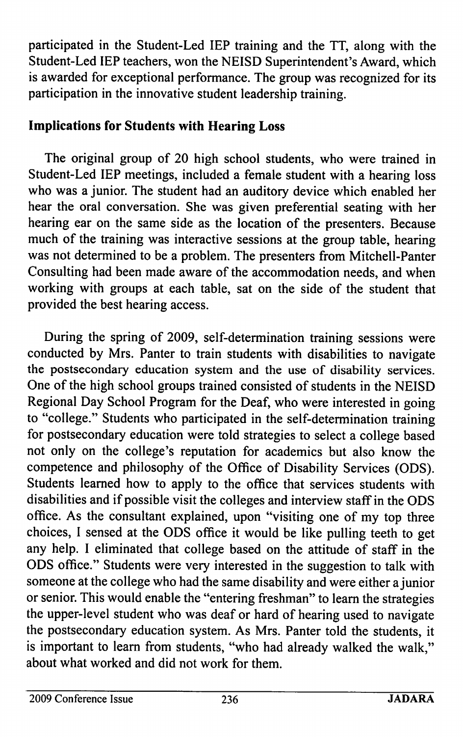participated in the Student-Led IEP training and the TT, along with the Student-Led IEP teachers, won the NEISD Superintendent's Award, which is awarded for exceptional performance. The group was recognized for its participation in the innovative student leadership training.

### Implications for Students with Hearing Loss

The original group of 20 high school students, who were trained in Student-Led IEP meetings, included a female student with a hearing loss who was a junior. The student had an auditory device which enabled her hear the oral conversation. She was given preferential seating with her hearing ear on the same side as the location of the presenters. Because much of the training was interactive sessions at the group table, hearing was not determined to be a problem. The presenters from Mitchell-Panter Consulting had been made aware of the accommodation needs, and when working with groups at each table, sat on the side of the student that provided the best hearing access.

During the spring of 2009, self-determination training sessions were conducted by Mrs. Panter to train students with disabilities to navigate the postsecondary education system and the use of disability services. One of the high school groups trained consisted of students in the NEISD Regional Day School Program for the Deaf, who were interested in going to "college." Students who participated in the self-determination training for postsecondary education were told strategies to select a college based not only on the college's reputation for academics but also know the competence and philosophy of the Office of Disability Services (ODS). Students learned how to apply to the office that services students with disabilities and if possible visit the colleges and interview staff in the ODS office. As the consultant explained, upon "visiting one of my top three choices, I sensed at the ODS office it would be like pulling teeth to get any help. I eliminated that college based on the attitude of staff in the ODS office." Students were very interested in the suggestion to talk with someone at the college who had the same disability and were either a junior or senior. This would enable the "entering freshman" to learn the strategies the upper-level student who was deaf or hard of hearing used to navigate the postsecondary education system. As Mrs. Panter told the students, it is important to learn from students, "who had already walked the walk," about what worked and did not work for them.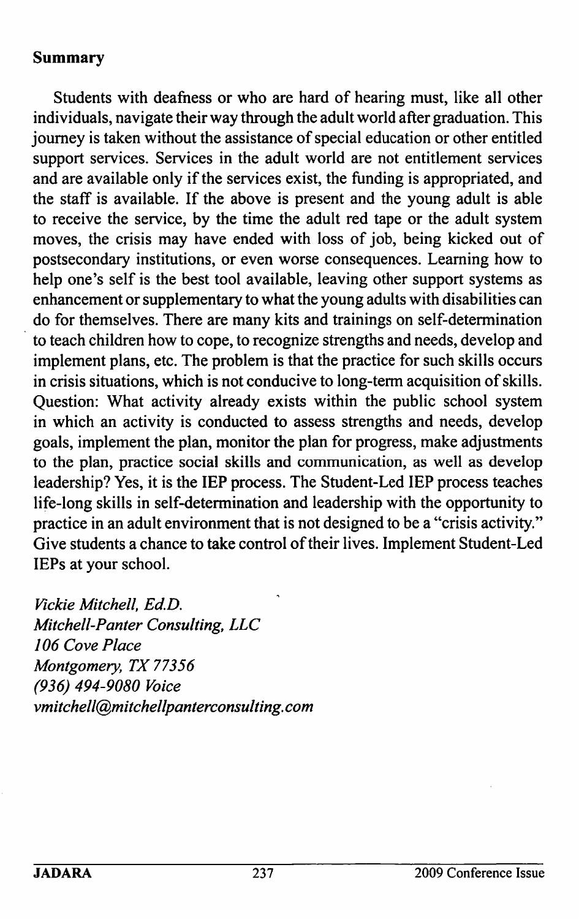## Summary

Students with deafness or who are hard of hearing must, like all other individuals, navigate their way through the adult world after graduation. This journey is taken without the assistance of special education or other entitled support services. Services in the adult world are not entitlement services and are available only if the services exist, the funding is appropriated, and the staff is available. If the above is present and the young adult is able to receive the service, by the time the adult red tape or the adult system moves, the crisis may have ended with loss of job, being kicked out of postsecondary institutions, or even worse consequences. Learning how to help one's self is the best tool available, leaving other support systems as enhancement or supplementary to what the young adults with disabilities can do for themselves. There are many kits and trainings on self-determination to teach children how to cope, to recognize strengths and needs, develop and implement plans, etc. The problem is that the practice for such skills occurs in crisis situations, which is not conducive to long-term acquisition of skills. Question: What activity already exists within the public school system in which an activity is conducted to assess strengths and needs, develop goals, implement the plan, monitor the plan for progress, make adjustments to the plan, practice social skills and communication, as well as develop leadership? Yes, it is the IEP process. The Student-Led IEP process teaches life-long skills in self-determination and leadership with the opportunity to practice in an adult environment that is not designed to be a "crisis activity." Give students a chance to take control of their lives. Implement Student-Led IEPs at your school.

*Vickie Mitchell, Ed.D.*
*Mitchell-Panter Consulting, LLC*
*106 Cove Place*
*Montgomery, TX 77356*
*(936) 494-9080 Voice*
*vmitchell@mitchellpanterconsulting.com*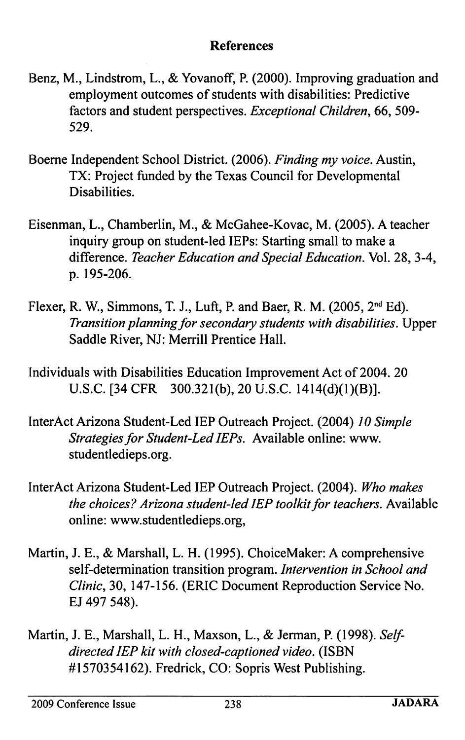## References

Benz, M., Lindstrom, L., & Yovanoff, P. (2000). Improving graduation and employment outcomes of students with disabilities: Predictive factors and student perspectives. *Exceptional Children*, 66, 509-529.

Boerne Independent School District. (2006). *Finding my voice*. Austin, TX: Project funded by the Texas Council for Developmental Disabilities.

Eisenman, L., Chamberlin, M., & McGahee-Kovac, M. (2005). A teacher inquiry group on student-led IEPs: Starting small to make a difference. *Teacher Education and Special Education*. Vol. 28, 3-4, p. 195-206.

Flexer, R. W., Simmons, T. J., Luft, P. and Baer, R. M. (2005, 2nd Ed). *Transition planning for secondary students with disabilities*. Upper Saddle River, NJ: Merrill Prentice Hall.

Individuals with Disabilities Education Improvement Act of 2004. 20 U.S.C. [34 CFR 300.321(b), 20 U.S.C. 1414(d)(1)(B)].

InterAct Arizona Student-Led IEP Outreach Project. (2004) *10 Simple Strategies for Student-Led IEPs*. Available online: www.studentledieps.org.

InterAct Arizona Student-Led IEP Outreach Project. (2004). *Who makes the choices? Arizona student-led IEP toolkit for teachers*. Available online: www.studentledieps.org,

Martin, J. E., & Marshall, L. H. (1995). ChoiceMaker: A comprehensive self-determination transition program. *Intervention in School and Clinic*, 30, 147-156. (ERIC Document Reproduction Service No. EJ 497 548).

Martin, J. E., Marshall, L. H., Maxson, L., & Jerman, P. (1998). *Self-directed IEP kit with closed-captioned video*. (ISBN #1570354162). Fredrick, CO: Sopris West Publishing.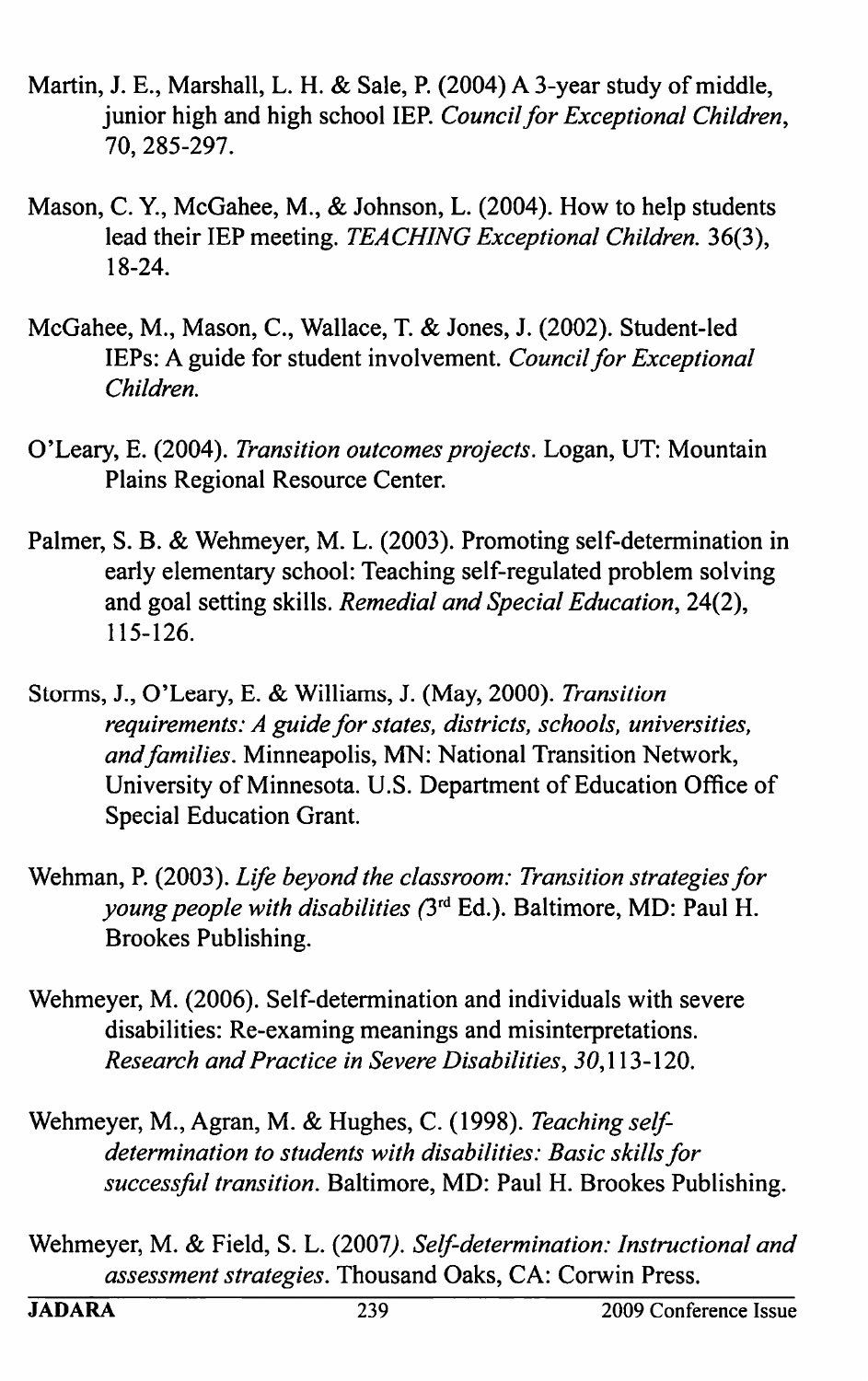Martin, J. E., Marshall, L. H. & Sale, P. (2004) A 3-year study of middle, junior high and high school IEP. *Council for Exceptional Children*, 70, 285-297.

Mason, C. Y., McGahee, M., & Johnson, L. (2004). How to help students lead their IEP meeting. *TEACHING Exceptional Children*. 36(3), 18-24.

McGahee, M., Mason, C., Wallace, T. & Jones, J. (2002). Student-led IEPs: A guide for student involvement. *Council for Exceptional Children.*

O'Leary, E. (2004). *Transition outcomes projects*. Logan, UT: Mountain Plains Regional Resource Center.

Palmer, S. B. & Wehmeyer, M. L. (2003). Promoting self-determination in early elementary school: Teaching self-regulated problem solving and goal setting skills. *Remedial and Special Education*, 24(2), 115-126.

Storms, J., O'Leary, E. & Williams, J. (May, 2000). *Transition requirements: A guide for states, districts, schools, universities, and families*. Minneapolis, MN: National Transition Network, University of Minnesota. U.S. Department of Education Office of Special Education Grant.

Wehman, P. (2003). *Life beyond the classroom: Transition strategies for young people with disabilities (*3rd Ed.). Baltimore, MD: Paul H. Brookes Publishing.

Wehmeyer, M. (2006). Self-determination and individuals with severe disabilities: Re-examing meanings and misinterpretations. *Research and Practice in Severe Disabilities*, *30*,113-120.

Wehmeyer, M., Agran, M. & Hughes, C. (1998). *Teaching self-determination to students with disabilities: Basic skills for successful transition*. Baltimore, MD: Paul H. Brookes Publishing.

Wehmeyer, M. & Field, S. L. (2007*). Self-determination: Instructional and assessment strategies*. Thousand Oaks, CA: Corwin Press.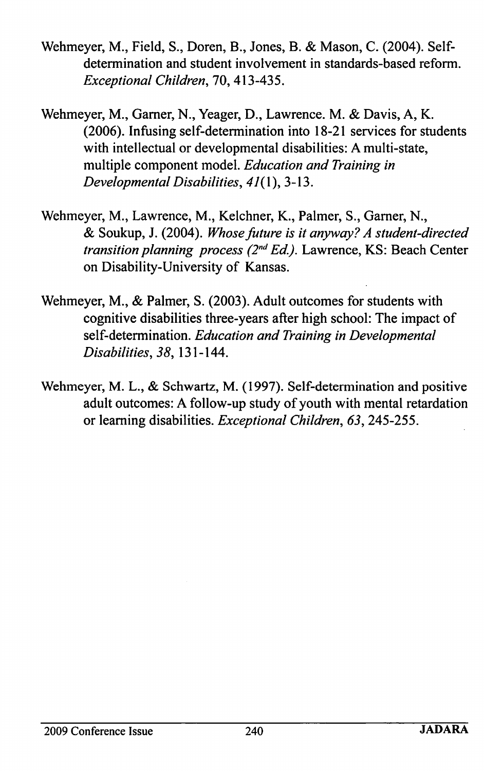Wehmeyer, M., Field, S., Doren, B., Jones, B. & Mason, C. (2004). Self-determination and student involvement in standards-based reform. *Exceptional Children*, 70, 413-435.

Wehmeyer, M., Garner, N., Yeager, D., Lawrence. M. & Davis, A, K. (2006). Infusing self-determination into 18-21 services for students with intellectual or developmental disabilities: A multi-state, multiple component model. *Education and Training in Developmental Disabilities*, *41*(1), 3-13.

Wehmeyer, M., Lawrence, M., Kelchner, K., Palmer, S., Garner, N., & Soukup, J. (2004). *Whose future is it anyway? A student-directed transition planning process (2nd Ed.)*. Lawrence, KS: Beach Center on Disability-University of Kansas.

Wehmeyer, M., & Palmer, S. (2003). Adult outcomes for students with cognitive disabilities three-years after high school: The impact of self-determination. *Education and Training in Developmental Disabilities*, *38*, 131-144.

Wehmeyer, M. L., & Schwartz, M. (1997). Self-determination and positive adult outcomes: A follow-up study of youth with mental retardation or learning disabilities. *Exceptional Children*, *63*, 245-255.